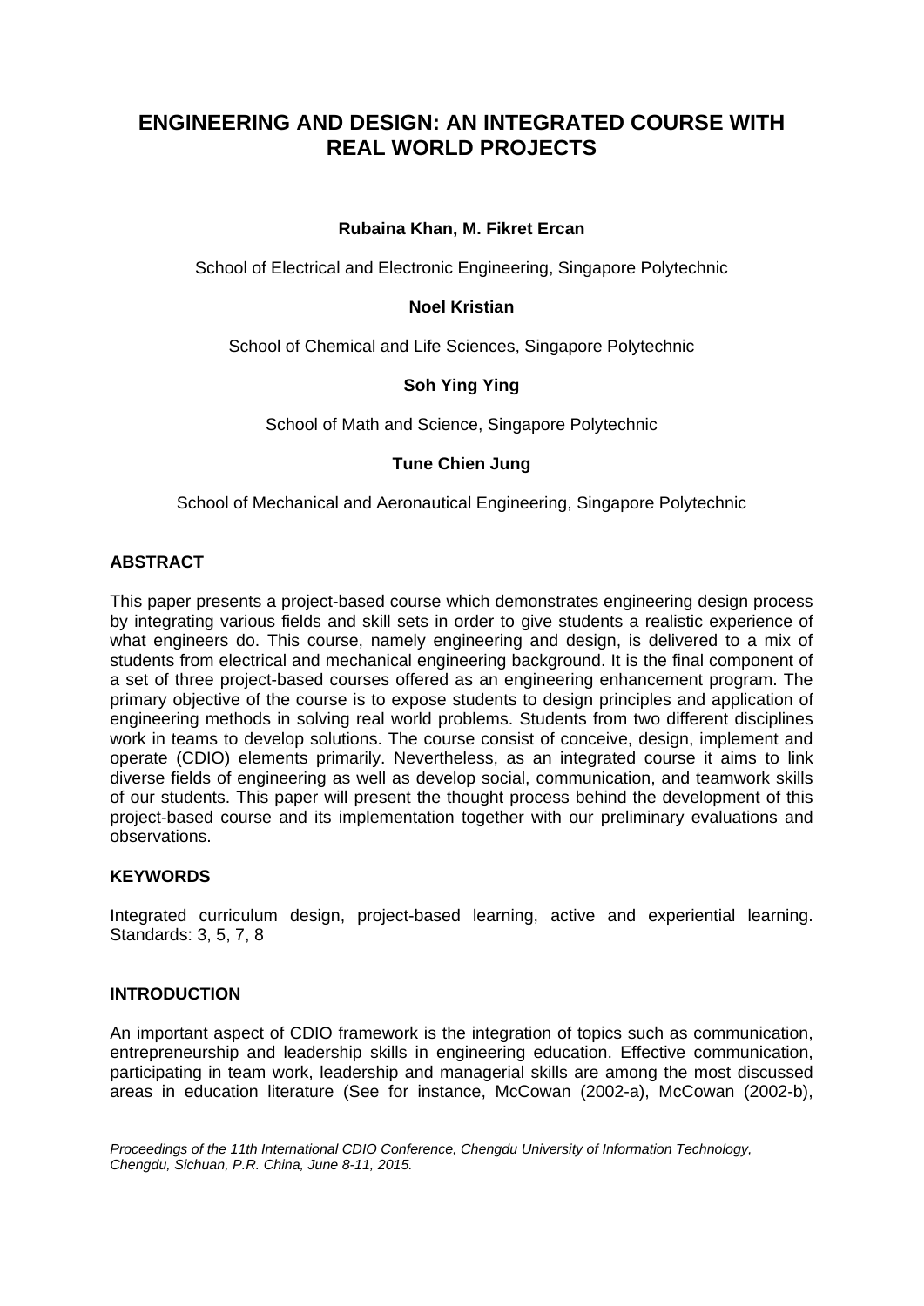# ENGINEERING AND DESIGN: AN INTEGRATED COURSE WITH REAL WORLD PROJECTS

**Rubaina Khan, M. Fikret Ercan**

School of Electrical and Electronic Engineering, Singapore Polytechnic

**Noel Kristian**

School of Chemical and Life Sciences, Singapore Polytechnic

**Soh Ying Ying**

School of Math and Science, Singapore Polytechnic

**Tune Chien Jung**

School of Mechanical and Aeronautical Engineering, Singapore Polytechnic

## ABSTRACT

This paper presents a project-based course which demonstrates engineering design process by integrating various fields and skill sets in order to give students a realistic experience of what engineers do. This course, namely engineering and design, is delivered to a mix of students from electrical and mechanical engineering background. It is the final component of a set of three project-based courses offered as an engineering enhancement program. The primary objective of the course is to expose students to design principles and application of engineering methods in solving real world problems. Students from two different disciplines work in teams to develop solutions. The course consist of conceive, design, implement and operate (CDIO) elements primarily. Nevertheless, as an integrated course it aims to link diverse fields of engineering as well as develop social, communication, and teamwork skills of our students. This paper will present the thought process behind the development of this project-based course and its implementation together with our preliminary evaluations and observations.

## KEYWORDS

Integrated curriculum design, project-based learning, active and experiential learning. Standards: 3, 5, 7, 8

## INTRODUCTION

An important aspect of CDIO framework is the integration of topics such as communication, entrepreneurship and leadership skills in engineering education. Effective communication, participating in team work, leadership and managerial skills are among the most discussed areas in education literature (See for instance, McCowan (2002-a), McCowan (2002-b),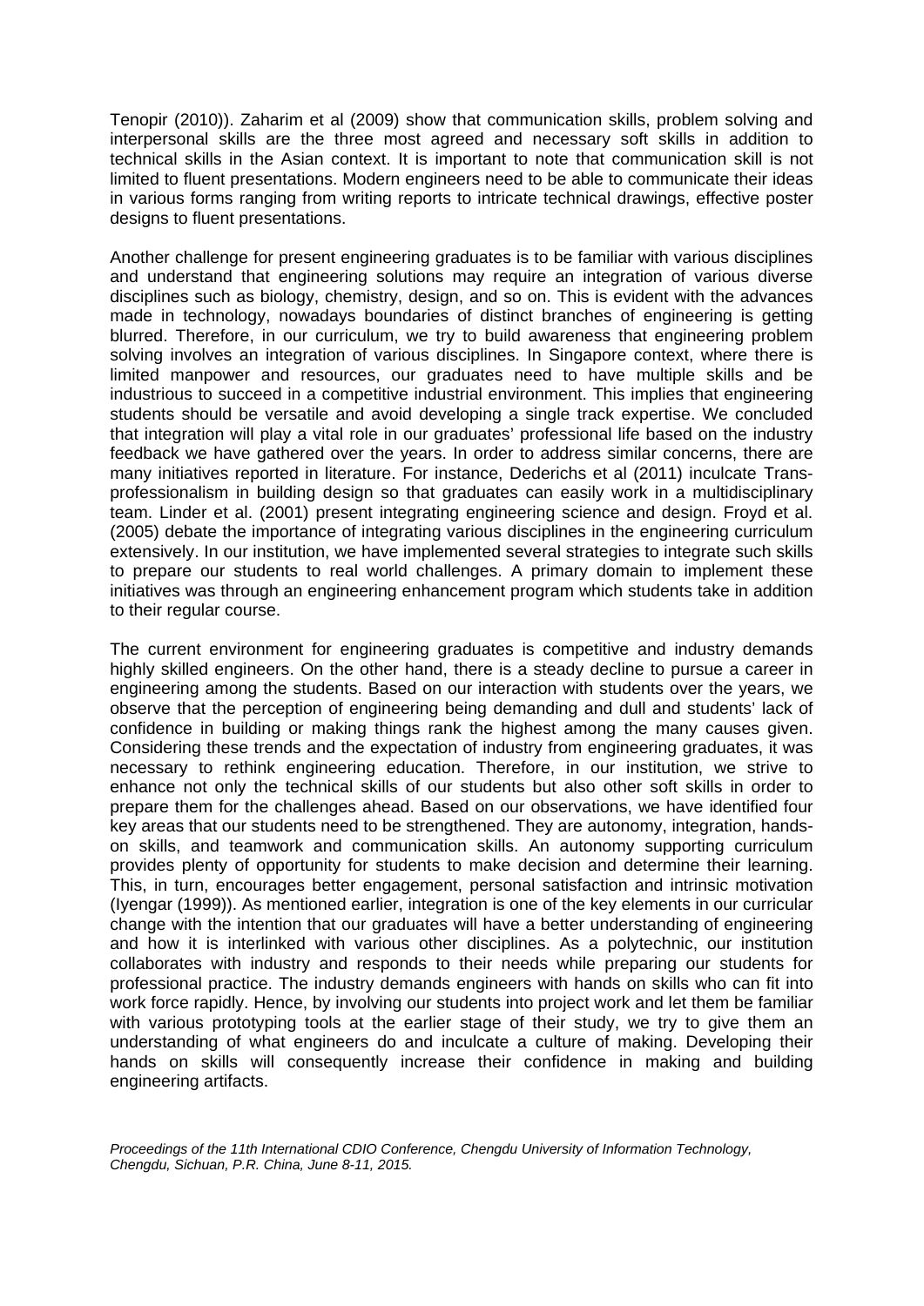Tenopir (2010)). Zaharim et al (2009) show that communication skills, problem solving and interpersonal skills are the three most agreed and necessary soft skills in addition to technical skills in the Asian context. It is important to note that communication skill is not limited to fluent presentations. Modern engineers need to be able to communicate their ideas in various forms ranging from writing reports to intricate technical drawings, effective poster designs to fluent presentations.

Another challenge for present engineering graduates is to be familiar with various disciplines and understand that engineering solutions may require an integration of various diverse disciplines such as biology, chemistry, design, and so on. This is evident with the advances made in technology, nowadays boundaries of distinct branches of engineering is getting blurred. Therefore, in our curriculum, we try to build awareness that engineering problem solving involves an integration of various disciplines. In Singapore context, where there is limited manpower and resources, our graduates need to have multiple skills and be industrious to succeed in a competitive industrial environment. This implies that engineering students should be versatile and avoid developing a single track expertise. We concluded that integration will play a vital role in our graduates' professional life based on the industry feedback we have gathered over the years. In order to address similar concerns, there are many initiatives reported in literature. For instance, Dederichs et al (2011) inculcate Trans-professionalism in building design so that graduates can easily work in a multidisciplinary team. Linder et al. (2001) present integrating engineering science and design. Froyd et al. (2005) debate the importance of integrating various disciplines in the engineering curriculum extensively. In our institution, we have implemented several strategies to integrate such skills to prepare our students to real world challenges. A primary domain to implement these initiatives was through an engineering enhancement program which students take in addition to their regular course.

The current environment for engineering graduates is competitive and industry demands highly skilled engineers. On the other hand, there is a steady decline to pursue a career in engineering among the students. Based on our interaction with students over the years, we observe that the perception of engineering being demanding and dull and students' lack of confidence in building or making things rank the highest among the many causes given. Considering these trends and the expectation of industry from engineering graduates, it was necessary to rethink engineering education. Therefore, in our institution, we strive to enhance not only the technical skills of our students but also other soft skills in order to prepare them for the challenges ahead. Based on our observations, we have identified four key areas that our students need to be strengthened. They are autonomy, integration, hands-on skills, and teamwork and communication skills. An autonomy supporting curriculum provides plenty of opportunity for students to make decision and determine their learning. This, in turn, encourages better engagement, personal satisfaction and intrinsic motivation (Iyengar (1999)). As mentioned earlier, integration is one of the key elements in our curricular change with the intention that our graduates will have a better understanding of engineering and how it is interlinked with various other disciplines. As a polytechnic, our institution collaborates with industry and responds to their needs while preparing our students for professional practice. The industry demands engineers with hands on skills who can fit into work force rapidly. Hence, by involving our students into project work and let them be familiar with various prototyping tools at the earlier stage of their study, we try to give them an understanding of what engineers do and inculcate a culture of making. Developing their hands on skills will consequently increase their confidence in making and building engineering artifacts.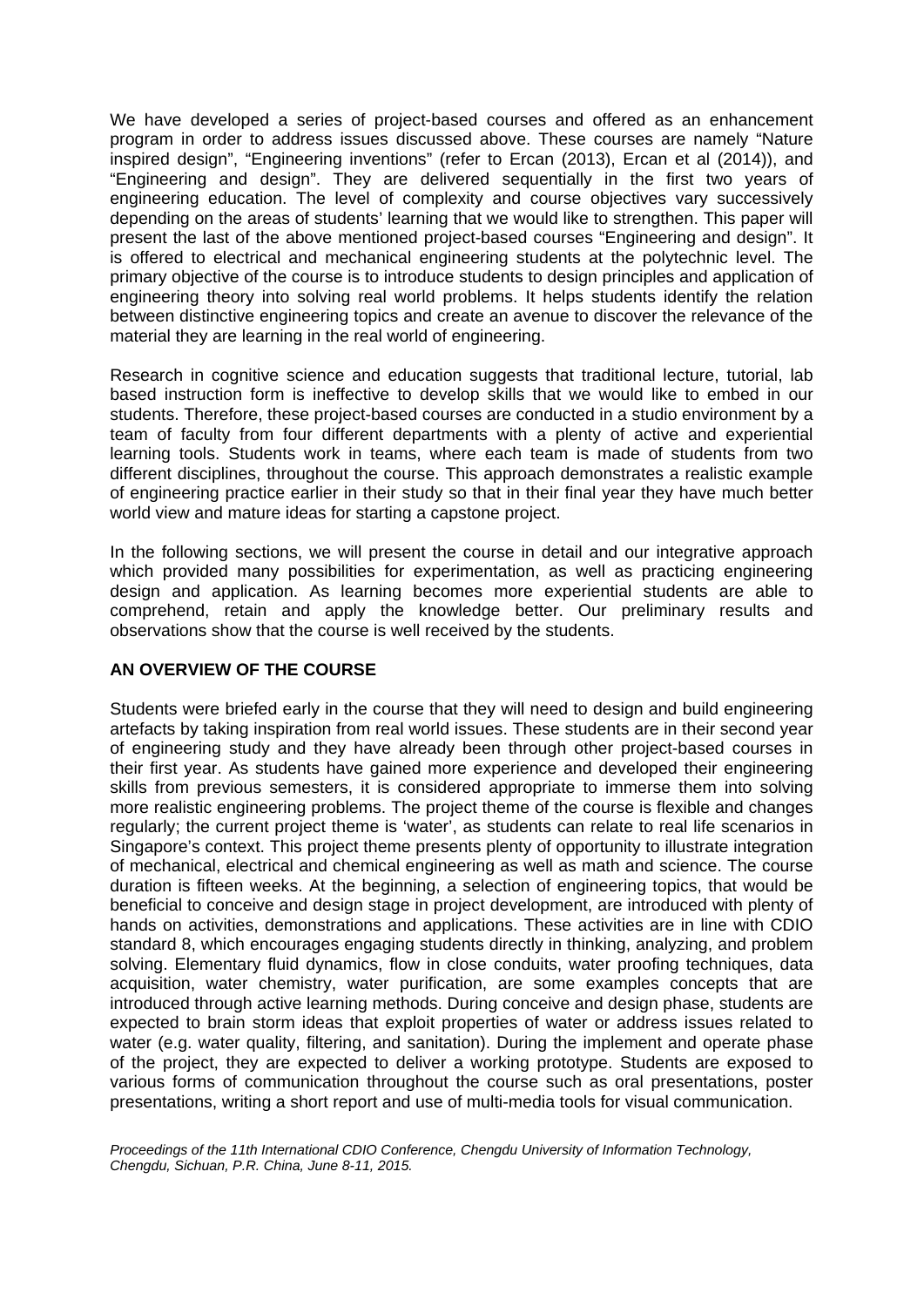We have developed a series of project-based courses and offered as an enhancement program in order to address issues discussed above. These courses are namely "Nature inspired design", "Engineering inventions" (refer to Ercan (2013), Ercan et al (2014)), and "Engineering and design". They are delivered sequentially in the first two years of engineering education. The level of complexity and course objectives vary successively depending on the areas of students' learning that we would like to strengthen. This paper will present the last of the above mentioned project-based courses "Engineering and design". It is offered to electrical and mechanical engineering students at the polytechnic level. The primary objective of the course is to introduce students to design principles and application of engineering theory into solving real world problems. It helps students identify the relation between distinctive engineering topics and create an avenue to discover the relevance of the material they are learning in the real world of engineering.

Research in cognitive science and education suggests that traditional lecture, tutorial, lab based instruction form is ineffective to develop skills that we would like to embed in our students. Therefore, these project-based courses are conducted in a studio environment by a team of faculty from four different departments with a plenty of active and experiential learning tools. Students work in teams, where each team is made of students from two different disciplines, throughout the course. This approach demonstrates a realistic example of engineering practice earlier in their study so that in their final year they have much better world view and mature ideas for starting a capstone project.

In the following sections, we will present the course in detail and our integrative approach which provided many possibilities for experimentation, as well as practicing engineering design and application. As learning becomes more experiential students are able to comprehend, retain and apply the knowledge better. Our preliminary results and observations show that the course is well received by the students.

## AN OVERVIEW OF THE COURSE

Students were briefed early in the course that they will need to design and build engineering artefacts by taking inspiration from real world issues. These students are in their second year of engineering study and they have already been through other project-based courses in their first year. As students have gained more experience and developed their engineering skills from previous semesters, it is considered appropriate to immerse them into solving more realistic engineering problems. The project theme of the course is flexible and changes regularly; the current project theme is 'water', as students can relate to real life scenarios in Singapore's context. This project theme presents plenty of opportunity to illustrate integration of mechanical, electrical and chemical engineering as well as math and science. The course duration is fifteen weeks. At the beginning, a selection of engineering topics, that would be beneficial to conceive and design stage in project development, are introduced with plenty of hands on activities, demonstrations and applications. These activities are in line with CDIO standard 8, which encourages engaging students directly in thinking, analyzing, and problem solving. Elementary fluid dynamics, flow in close conduits, water proofing techniques, data acquisition, water chemistry, water purification, are some examples concepts that are introduced through active learning methods. During conceive and design phase, students are expected to brain storm ideas that exploit properties of water or address issues related to water (e.g. water quality, filtering, and sanitation). During the implement and operate phase of the project, they are expected to deliver a working prototype. Students are exposed to various forms of communication throughout the course such as oral presentations, poster presentations, writing a short report and use of multi-media tools for visual communication.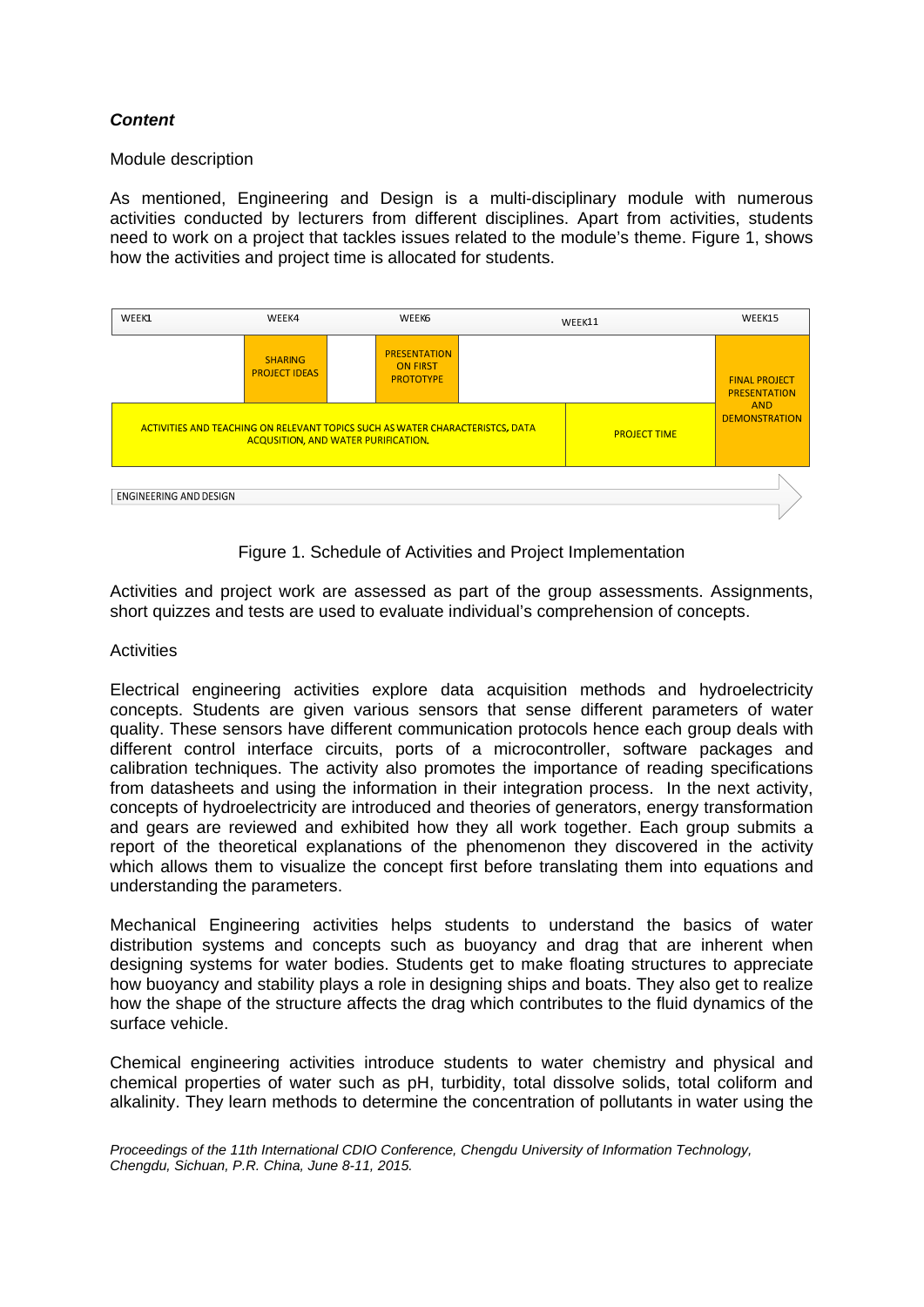## *Content*

Module description

As mentioned, Engineering and Design is a multi-disciplinary module with numerous activities conducted by lecturers from different disciplines. Apart from activities, students need to work on a project that tackles issues related to the module's theme. Figure 1, shows how the activities and project time is allocated for students.

| WEEK1 | WEEK4 | WEEK6 | WEEK11 | WEEK15 |
|---|---|---|---|---|
| | SHARING PROJECT IDEAS | PRESENTATION ON FIRST PROTOTYPE | | FINAL PROJECT PRESENTATION AND DEMONSTRATION |
| ACTIVITIES AND TEACHING ON RELEVANT TOPICS SUCH AS WATER CHARACTERISTCS, DATA ACQUSITION, AND WATER PURIFICATION. | | | PROJECT TIME | |
| ENGINEERING AND DESIGN | | | | |

Figure 1. Schedule of Activities and Project Implementation

Activities and project work are assessed as part of the group assessments. Assignments, short quizzes and tests are used to evaluate individual's comprehension of concepts.

Activities

Electrical engineering activities explore data acquisition methods and hydroelectricity concepts. Students are given various sensors that sense different parameters of water quality. These sensors have different communication protocols hence each group deals with different control interface circuits, ports of a microcontroller, software packages and calibration techniques. The activity also promotes the importance of reading specifications from datasheets and using the information in their integration process. In the next activity, concepts of hydroelectricity are introduced and theories of generators, energy transformation and gears are reviewed and exhibited how they all work together. Each group submits a report of the theoretical explanations of the phenomenon they discovered in the activity which allows them to visualize the concept first before translating them into equations and understanding the parameters.

Mechanical Engineering activities helps students to understand the basics of water distribution systems and concepts such as buoyancy and drag that are inherent when designing systems for water bodies. Students get to make floating structures to appreciate how buoyancy and stability plays a role in designing ships and boats. They also get to realize how the shape of the structure affects the drag which contributes to the fluid dynamics of the surface vehicle.

Chemical engineering activities introduce students to water chemistry and physical and chemical properties of water such as pH, turbidity, total dissolve solids, total coliform and alkalinity. They learn methods to determine the concentration of pollutants in water using the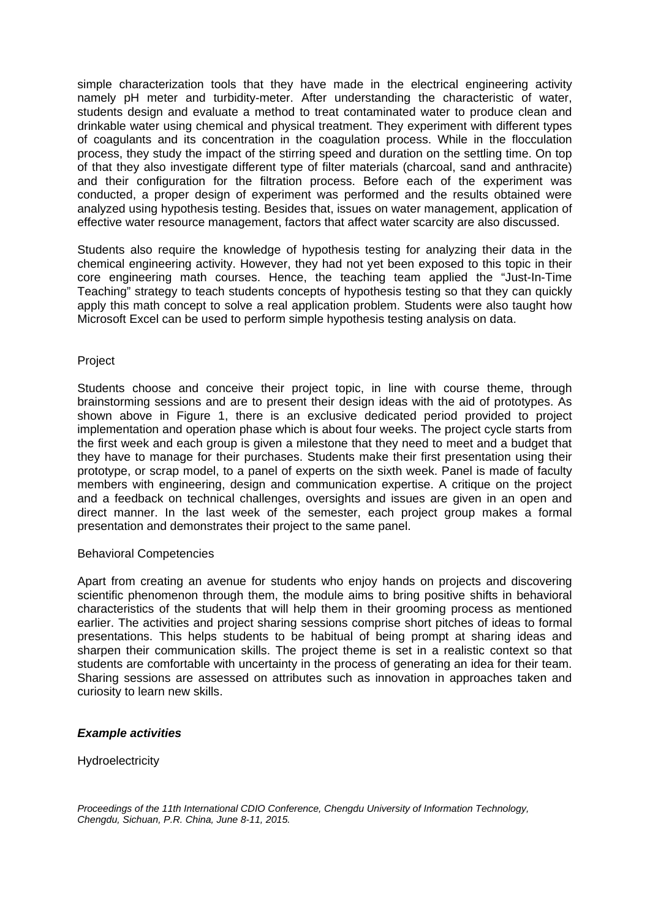simple characterization tools that they have made in the electrical engineering activity namely pH meter and turbidity-meter. After understanding the characteristic of water, students design and evaluate a method to treat contaminated water to produce clean and drinkable water using chemical and physical treatment. They experiment with different types of coagulants and its concentration in the coagulation process. While in the flocculation process, they study the impact of the stirring speed and duration on the settling time. On top of that they also investigate different type of filter materials (charcoal, sand and anthracite) and their configuration for the filtration process. Before each of the experiment was conducted, a proper design of experiment was performed and the results obtained were analyzed using hypothesis testing. Besides that, issues on water management, application of effective water resource management, factors that affect water scarcity are also discussed.

Students also require the knowledge of hypothesis testing for analyzing their data in the chemical engineering activity. However, they had not yet been exposed to this topic in their core engineering math courses. Hence, the teaching team applied the "Just-In-Time Teaching" strategy to teach students concepts of hypothesis testing so that they can quickly apply this math concept to solve a real application problem. Students were also taught how Microsoft Excel can be used to perform simple hypothesis testing analysis on data.

Project

Students choose and conceive their project topic, in line with course theme, through brainstorming sessions and are to present their design ideas with the aid of prototypes. As shown above in Figure 1, there is an exclusive dedicated period provided to project implementation and operation phase which is about four weeks. The project cycle starts from the first week and each group is given a milestone that they need to meet and a budget that they have to manage for their purchases. Students make their first presentation using their prototype, or scrap model, to a panel of experts on the sixth week. Panel is made of faculty members with engineering, design and communication expertise. A critique on the project and a feedback on technical challenges, oversights and issues are given in an open and direct manner. In the last week of the semester, each project group makes a formal presentation and demonstrates their project to the same panel.

Behavioral Competencies

Apart from creating an avenue for students who enjoy hands on projects and discovering scientific phenomenon through them, the module aims to bring positive shifts in behavioral characteristics of the students that will help them in their grooming process as mentioned earlier. The activities and project sharing sessions comprise short pitches of ideas to formal presentations. This helps students to be habitual of being prompt at sharing ideas and sharpen their communication skills. The project theme is set in a realistic context so that students are comfortable with uncertainty in the process of generating an idea for their team. Sharing sessions are assessed on attributes such as innovation in approaches taken and curiosity to learn new skills.

### ***Example activities***

Hydroelectricity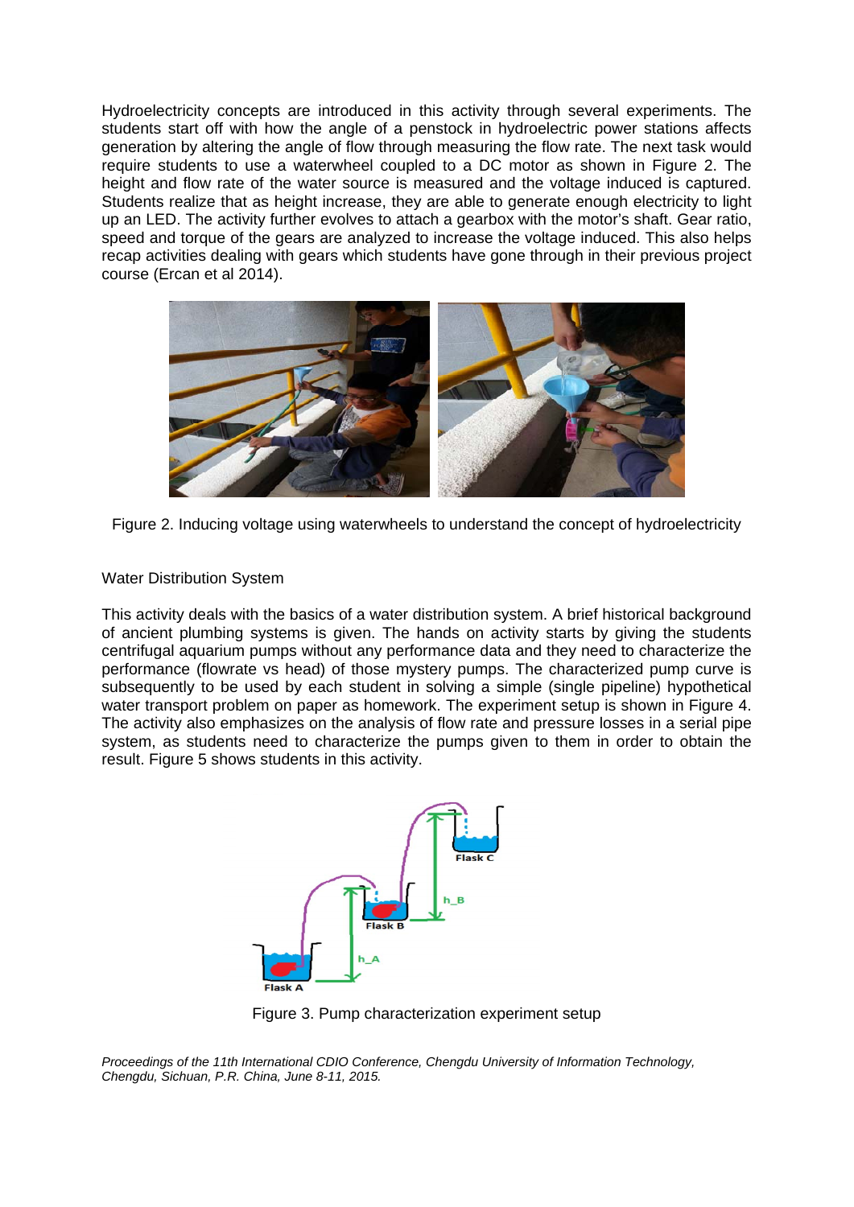Hydroelectricity concepts are introduced in this activity through several experiments. The students start off with how the angle of a penstock in hydroelectric power stations affects generation by altering the angle of flow through measuring the flow rate. The next task would require students to use a waterwheel coupled to a DC motor as shown in Figure 2. The height and flow rate of the water source is measured and the voltage induced is captured. Students realize that as height increase, they are able to generate enough electricity to light up an LED. The activity further evolves to attach a gearbox with the motor's shaft. Gear ratio, speed and torque of the gears are analyzed to increase the voltage induced. This also helps recap activities dealing with gears which students have gone through in their previous project course (Ercan et al 2014).

Figure 2. Inducing voltage using waterwheels to understand the concept of hydroelectricity

Water Distribution System

This activity deals with the basics of a water distribution system. A brief historical background of ancient plumbing systems is given. The hands on activity starts by giving the students centrifugal aquarium pumps without any performance data and they need to characterize the performance (flowrate vs head) of those mystery pumps. The characterized pump curve is subsequently to be used by each student in solving a simple (single pipeline) hypothetical water transport problem on paper as homework. The experiment setup is shown in Figure 4. The activity also emphasizes on the analysis of flow rate and pressure losses in a serial pipe system, as students need to characterize the pumps given to them in order to obtain the result. Figure 5 shows students in this activity.

Figure 3. Pump characterization experiment setup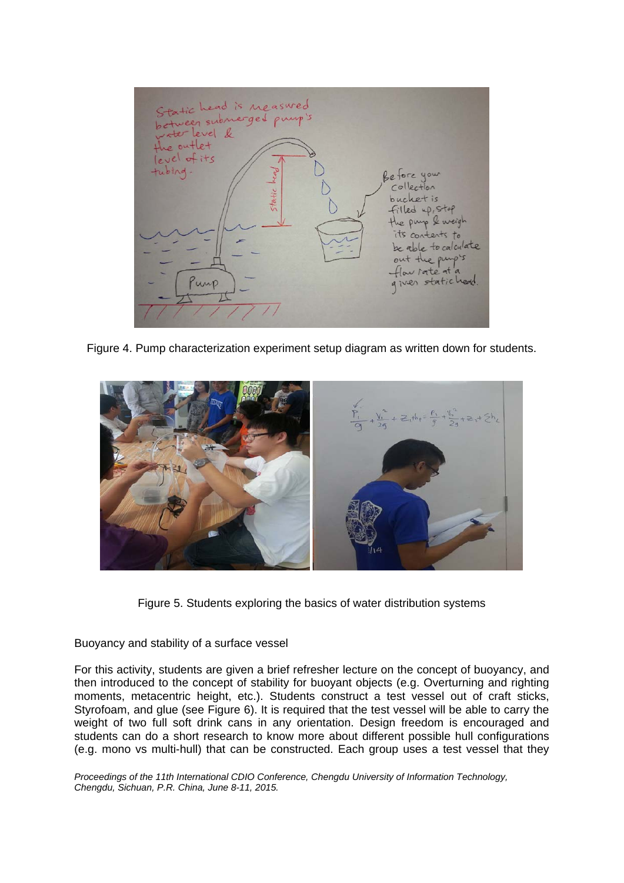Figure 4. Pump characterization experiment setup diagram as written down for students.

Figure 5. Students exploring the basics of water distribution systems

Buoyancy and stability of a surface vessel

For this activity, students are given a brief refresher lecture on the concept of buoyancy, and then introduced to the concept of stability for buoyant objects (e.g. Overturning and righting moments, metacentric height, etc.). Students construct a test vessel out of craft sticks, Styrofoam, and glue (see Figure 6). It is required that the test vessel will be able to carry the weight of two full soft drink cans in any orientation. Design freedom is encouraged and students can do a short research to know more about different possible hull configurations (e.g. mono vs multi-hull) that can be constructed. Each group uses a test vessel that they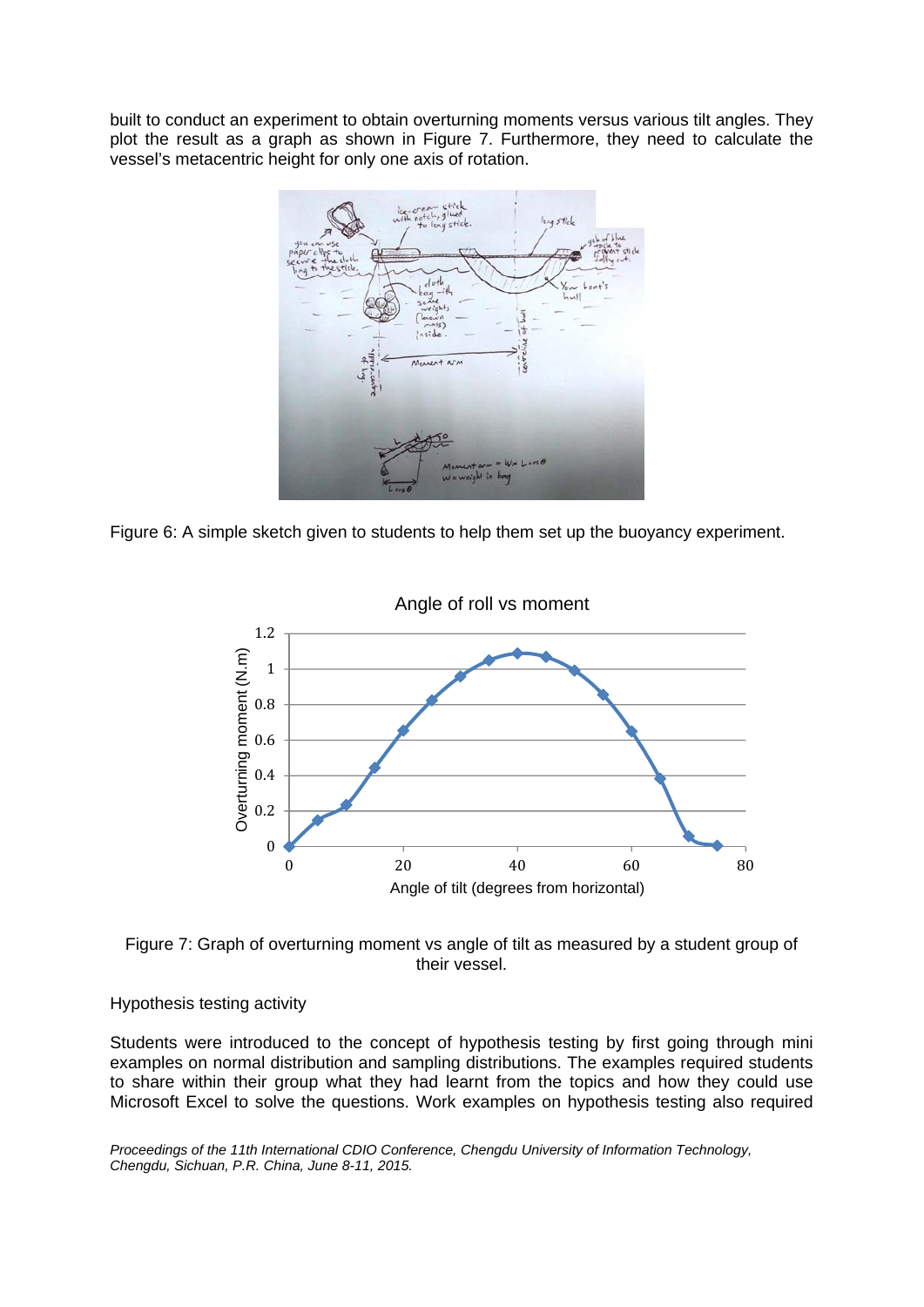built to conduct an experiment to obtain overturning moments versus various tilt angles. They plot the result as a graph as shown in Figure 7. Furthermore, they need to calculate the vessel's metacentric height for only one axis of rotation.

Figure 6: A simple sketch given to students to help them set up the buoyancy experiment.

Figure 7: Graph of overturning moment vs angle of tilt as measured by a student group of their vessel.

Hypothesis testing activity

Students were introduced to the concept of hypothesis testing by first going through mini examples on normal distribution and sampling distributions. The examples required students to share within their group what they had learnt from the topics and how they could use Microsoft Excel to solve the questions. Work examples on hypothesis testing also required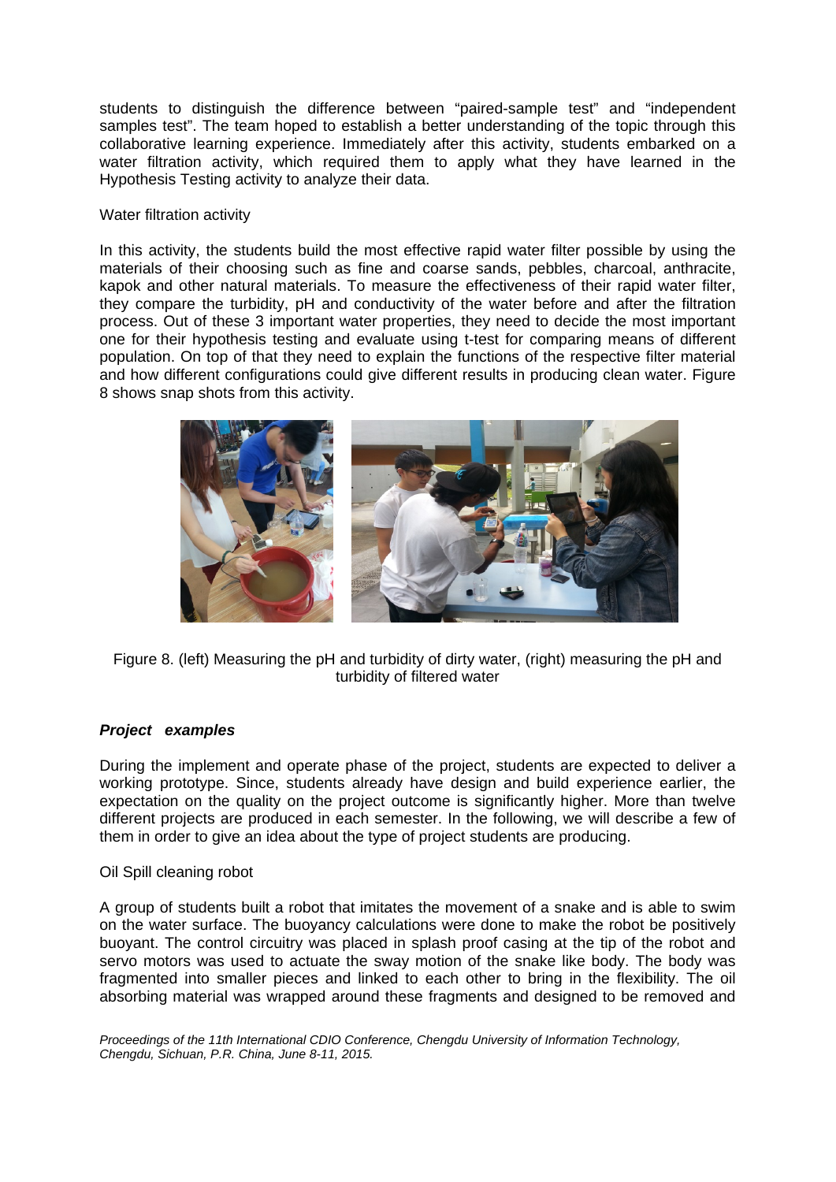students to distinguish the difference between "paired-sample test" and "independent samples test". The team hoped to establish a better understanding of the topic through this collaborative learning experience. Immediately after this activity, students embarked on a water filtration activity, which required them to apply what they have learned in the Hypothesis Testing activity to analyze their data.

Water filtration activity

In this activity, the students build the most effective rapid water filter possible by using the materials of their choosing such as fine and coarse sands, pebbles, charcoal, anthracite, kapok and other natural materials. To measure the effectiveness of their rapid water filter, they compare the turbidity, pH and conductivity of the water before and after the filtration process. Out of these 3 important water properties, they need to decide the most important one for their hypothesis testing and evaluate using t-test for comparing means of different population. On top of that they need to explain the functions of the respective filter material and how different configurations could give different results in producing clean water. Figure 8 shows snap shots from this activity.

Figure 8. (left) Measuring the pH and turbidity of dirty water, (right) measuring the pH and turbidity of filtered water

### ***Project examples***

During the implement and operate phase of the project, students are expected to deliver a working prototype. Since, students already have design and build experience earlier, the expectation on the quality on the project outcome is significantly higher. More than twelve different projects are produced in each semester. In the following, we will describe a few of them in order to give an idea about the type of project students are producing.

Oil Spill cleaning robot

A group of students built a robot that imitates the movement of a snake and is able to swim on the water surface. The buoyancy calculations were done to make the robot be positively buoyant. The control circuitry was placed in splash proof casing at the tip of the robot and servo motors was used to actuate the sway motion of the snake like body. The body was fragmented into smaller pieces and linked to each other to bring in the flexibility. The oil absorbing material was wrapped around these fragments and designed to be removed and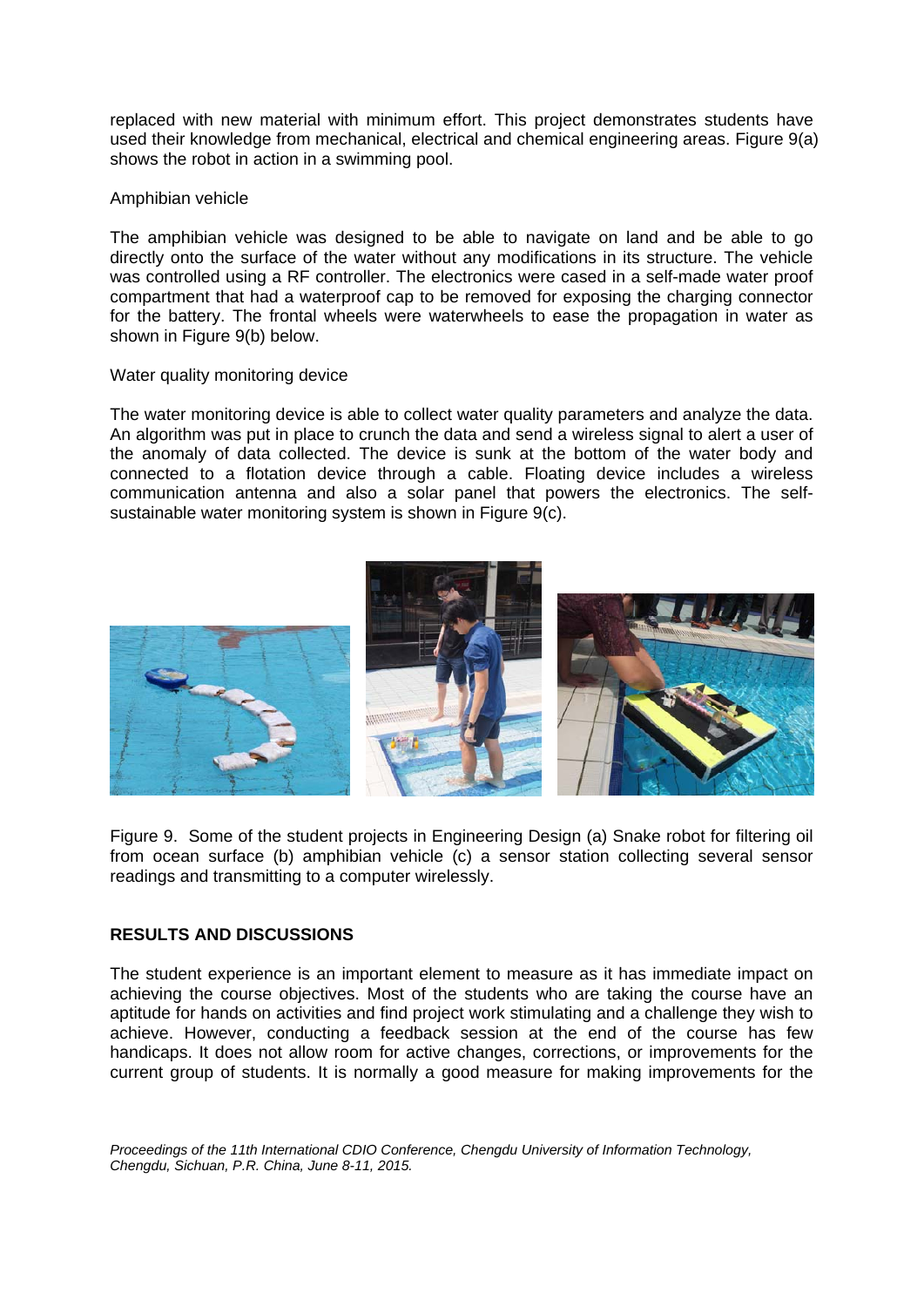replaced with new material with minimum effort. This project demonstrates students have used their knowledge from mechanical, electrical and chemical engineering areas. Figure 9(a) shows the robot in action in a swimming pool.

Amphibian vehicle

The amphibian vehicle was designed to be able to navigate on land and be able to go directly onto the surface of the water without any modifications in its structure. The vehicle was controlled using a RF controller. The electronics were cased in a self-made water proof compartment that had a waterproof cap to be removed for exposing the charging connector for the battery. The frontal wheels were waterwheels to ease the propagation in water as shown in Figure 9(b) below.

Water quality monitoring device

The water monitoring device is able to collect water quality parameters and analyze the data. An algorithm was put in place to crunch the data and send a wireless signal to alert a user of the anomaly of data collected. The device is sunk at the bottom of the water body and connected to a flotation device through a cable. Floating device includes a wireless communication antenna and also a solar panel that powers the electronics. The self-sustainable water monitoring system is shown in Figure 9(c).

Figure 9. Some of the student projects in Engineering Design (a) Snake robot for filtering oil from ocean surface (b) amphibian vehicle (c) a sensor station collecting several sensor readings and transmitting to a computer wirelessly.

## RESULTS AND DISCUSSIONS

The student experience is an important element to measure as it has immediate impact on achieving the course objectives. Most of the students who are taking the course have an aptitude for hands on activities and find project work stimulating and a challenge they wish to achieve. However, conducting a feedback session at the end of the course has few handicaps. It does not allow room for active changes, corrections, or improvements for the current group of students. It is normally a good measure for making improvements for the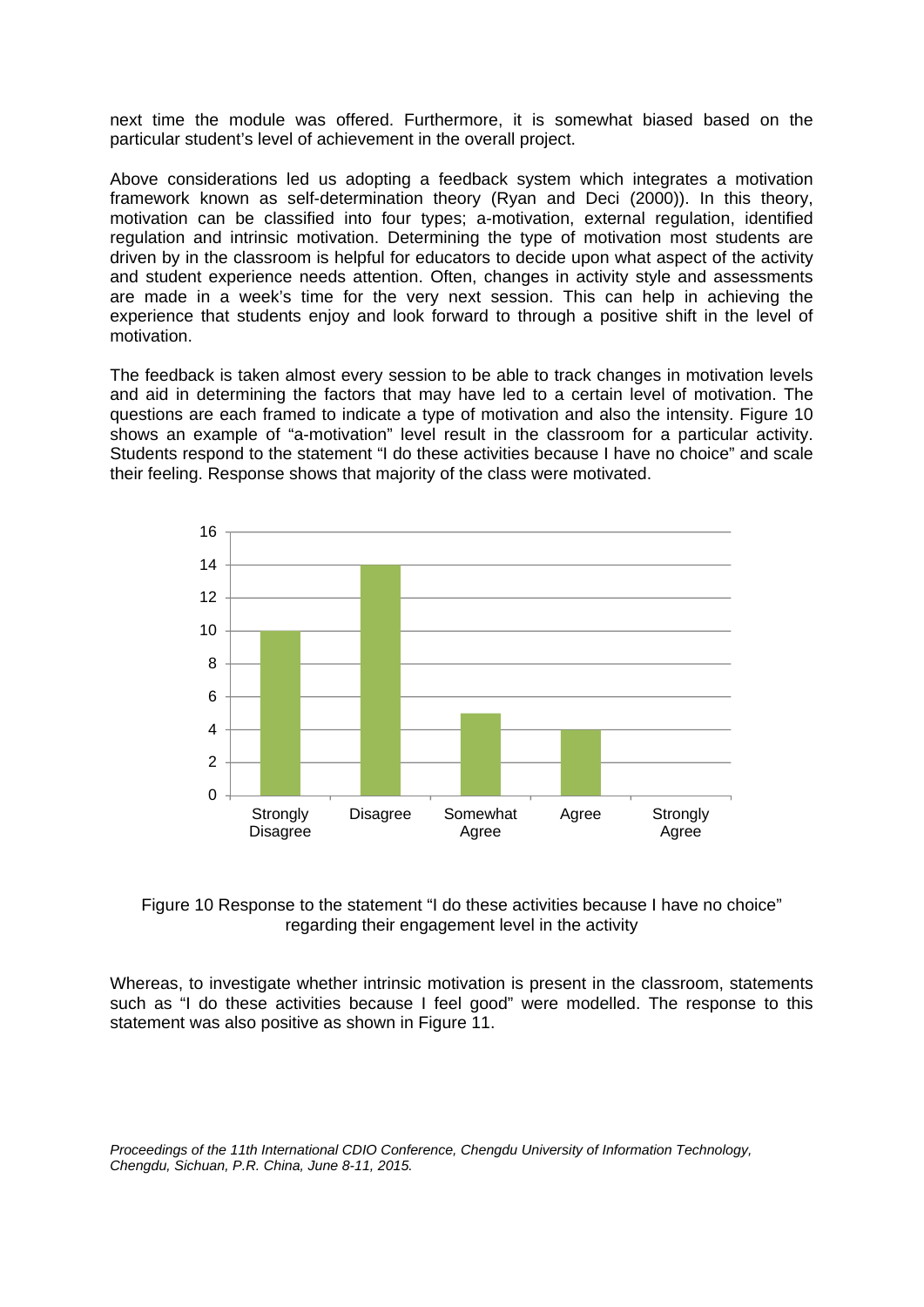next time the module was offered. Furthermore, it is somewhat biased based on the particular student's level of achievement in the overall project.

Above considerations led us adopting a feedback system which integrates a motivation framework known as self-determination theory (Ryan and Deci (2000)). In this theory, motivation can be classified into four types; a-motivation, external regulation, identified regulation and intrinsic motivation. Determining the type of motivation most students are driven by in the classroom is helpful for educators to decide upon what aspect of the activity and student experience needs attention. Often, changes in activity style and assessments are made in a week's time for the very next session. This can help in achieving the experience that students enjoy and look forward to through a positive shift in the level of motivation.

The feedback is taken almost every session to be able to track changes in motivation levels and aid in determining the factors that may have led to a certain level of motivation. The questions are each framed to indicate a type of motivation and also the intensity. Figure 10 shows an example of "a-motivation" level result in the classroom for a particular activity. Students respond to the statement "I do these activities because I have no choice" and scale their feeling. Response shows that majority of the class were motivated.

Figure 10 Response to the statement "I do these activities because I have no choice" regarding their engagement level in the activity

Whereas, to investigate whether intrinsic motivation is present in the classroom, statements such as "I do these activities because I feel good" were modelled. The response to this statement was also positive as shown in Figure 11.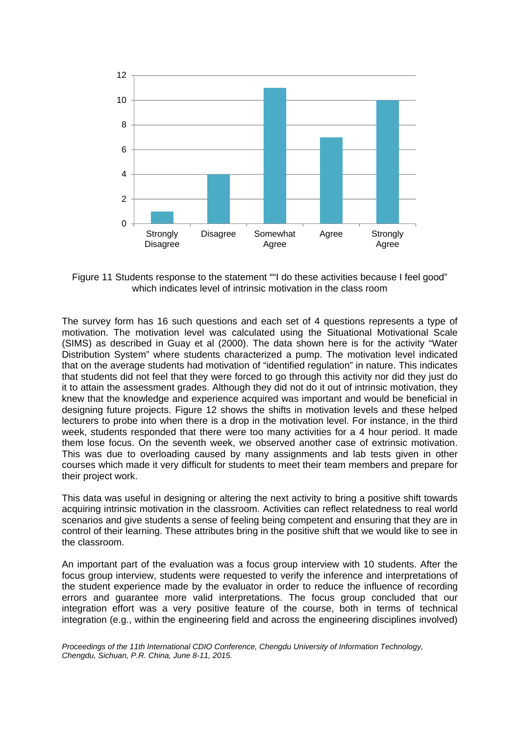Figure 11 Students response to the statement ""I do these activities because I feel good" which indicates level of intrinsic motivation in the class room

The survey form has 16 such questions and each set of 4 questions represents a type of motivation. The motivation level was calculated using the Situational Motivational Scale (SIMS) as described in Guay et al (2000). The data shown here is for the activity "Water Distribution System" where students characterized a pump. The motivation level indicated that on the average students had motivation of "identified regulation" in nature. This indicates that students did not feel that they were forced to go through this activity nor did they just do it to attain the assessment grades. Although they did not do it out of intrinsic motivation, they knew that the knowledge and experience acquired was important and would be beneficial in designing future projects. Figure 12 shows the shifts in motivation levels and these helped lecturers to probe into when there is a drop in the motivation level. For instance, in the third week, students responded that there were too many activities for a 4 hour period. It made them lose focus. On the seventh week, we observed another case of extrinsic motivation. This was due to overloading caused by many assignments and lab tests given in other courses which made it very difficult for students to meet their team members and prepare for their project work.

This data was useful in designing or altering the next activity to bring a positive shift towards acquiring intrinsic motivation in the classroom. Activities can reflect relatedness to real world scenarios and give students a sense of feeling being competent and ensuring that they are in control of their learning. These attributes bring in the positive shift that we would like to see in the classroom.

An important part of the evaluation was a focus group interview with 10 students. After the focus group interview, students were requested to verify the inference and interpretations of the student experience made by the evaluator in order to reduce the influence of recording errors and guarantee more valid interpretations. The focus group concluded that our integration effort was a very positive feature of the course, both in terms of technical integration (e.g., within the engineering field and across the engineering disciplines involved)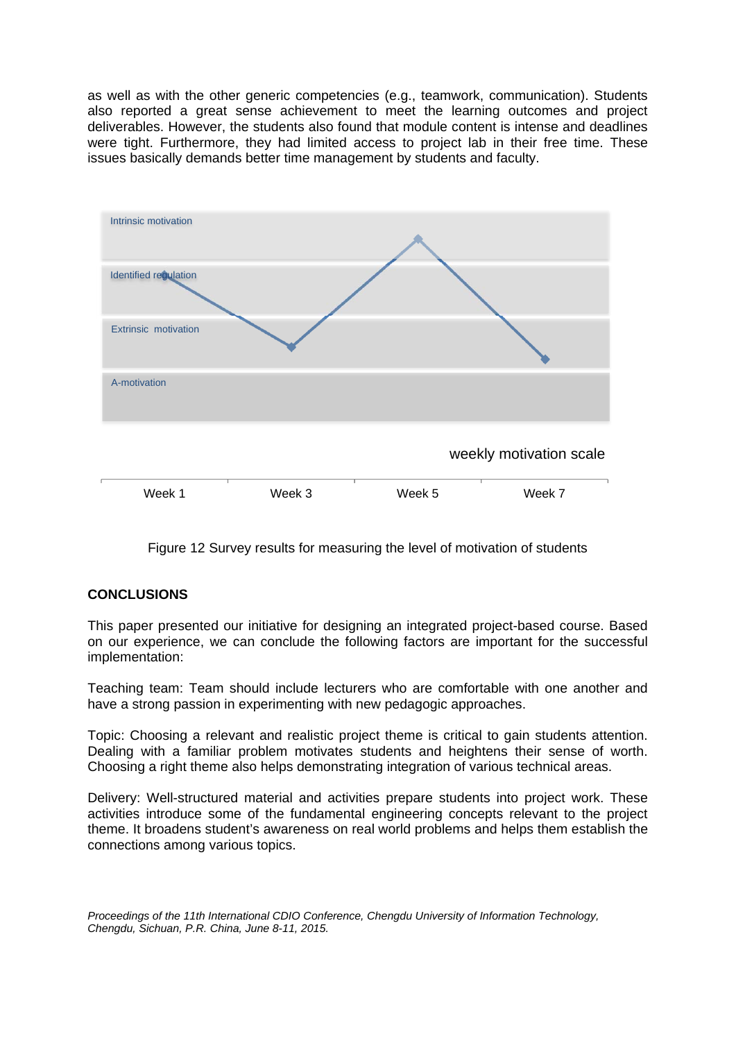as well as with the other generic competencies (e.g., teamwork, communication). Students also reported a great sense achievement to meet the learning outcomes and project deliverables. However, the students also found that module content is intense and deadlines were tight. Furthermore, they had limited access to project lab in their free time. These issues basically demands better time management by students and faculty.

Figure 12 Survey results for measuring the level of motivation of students

## CONCLUSIONS

This paper presented our initiative for designing an integrated project-based course. Based on our experience, we can conclude the following factors are important for the successful implementation:

Teaching team: Team should include lecturers who are comfortable with one another and have a strong passion in experimenting with new pedagogic approaches.

Topic: Choosing a relevant and realistic project theme is critical to gain students attention. Dealing with a familiar problem motivates students and heightens their sense of worth. Choosing a right theme also helps demonstrating integration of various technical areas.

Delivery: Well-structured material and activities prepare students into project work. These activities introduce some of the fundamental engineering concepts relevant to the project theme. It broadens student's awareness on real world problems and helps them establish the connections among various topics.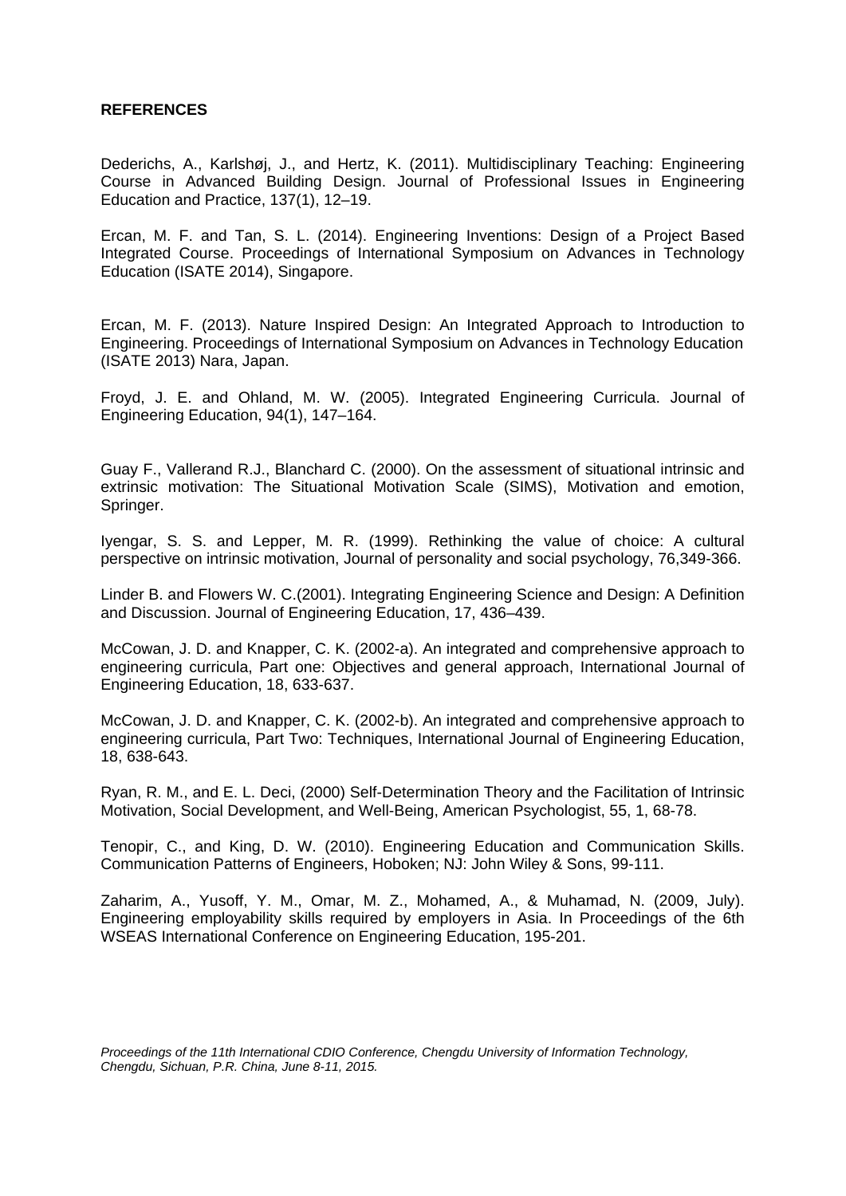**REFERENCES**

Dederichs, A., Karlshøj, J., and Hertz, K. (2011). Multidisciplinary Teaching: Engineering Course in Advanced Building Design. Journal of Professional Issues in Engineering Education and Practice, 137(1), 12–19.

Ercan, M. F. and Tan, S. L. (2014). Engineering Inventions: Design of a Project Based Integrated Course. Proceedings of International Symposium on Advances in Technology Education (ISATE 2014), Singapore.

Ercan, M. F. (2013). Nature Inspired Design: An Integrated Approach to Introduction to Engineering. Proceedings of International Symposium on Advances in Technology Education (ISATE 2013) Nara, Japan.

Froyd, J. E. and Ohland, M. W. (2005). Integrated Engineering Curricula. Journal of Engineering Education, 94(1), 147–164.

Guay F., Vallerand R.J., Blanchard C. (2000). On the assessment of situational intrinsic and extrinsic motivation: The Situational Motivation Scale (SIMS), Motivation and emotion, Springer.

Iyengar, S. S. and Lepper, M. R. (1999). Rethinking the value of choice: A cultural perspective on intrinsic motivation, Journal of personality and social psychology, 76,349-366.

Linder B. and Flowers W. C.(2001). Integrating Engineering Science and Design: A Definition and Discussion. Journal of Engineering Education, 17, 436–439.

McCowan, J. D. and Knapper, C. K. (2002-a). An integrated and comprehensive approach to engineering curricula, Part one: Objectives and general approach, International Journal of Engineering Education, 18, 633-637.

McCowan, J. D. and Knapper, C. K. (2002-b). An integrated and comprehensive approach to engineering curricula, Part Two: Techniques, International Journal of Engineering Education, 18, 638-643.

Ryan, R. M., and E. L. Deci, (2000) Self-Determination Theory and the Facilitation of Intrinsic Motivation, Social Development, and Well-Being, American Psychologist, 55, 1, 68-78.

Tenopir, C., and King, D. W. (2010). Engineering Education and Communication Skills. Communication Patterns of Engineers, Hoboken; NJ: John Wiley & Sons, 99-111.

Zaharim, A., Yusoff, Y. M., Omar, M. Z., Mohamed, A., & Muhamad, N. (2009, July). Engineering employability skills required by employers in Asia. In Proceedings of the 6th WSEAS International Conference on Engineering Education, 195-201.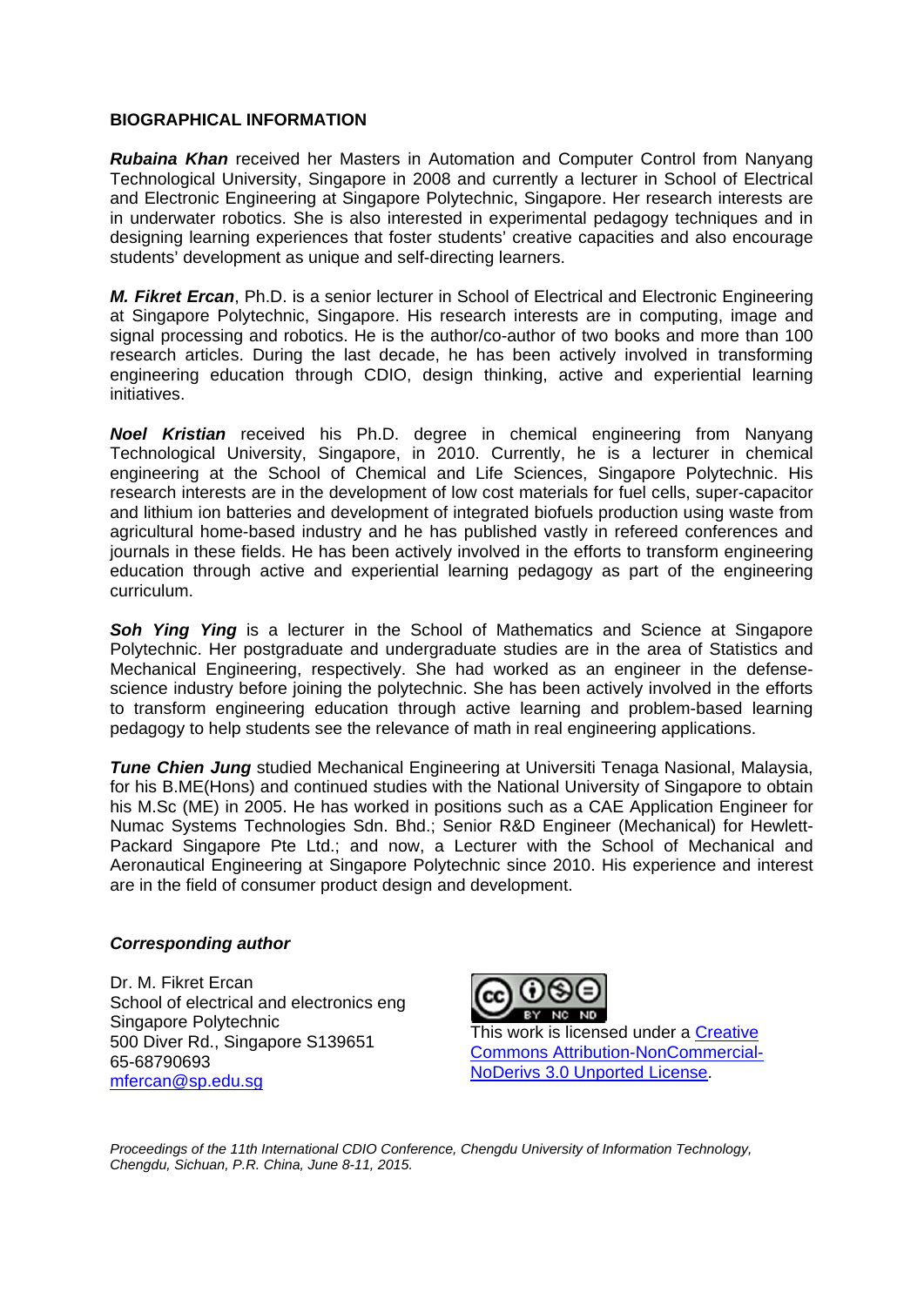**BIOGRAPHICAL INFORMATION**

***Rubaina Khan*** received her Masters in Automation and Computer Control from Nanyang Technological University, Singapore in 2008 and currently a lecturer in School of Electrical and Electronic Engineering at Singapore Polytechnic, Singapore. Her research interests are in underwater robotics. She is also interested in experimental pedagogy techniques and in designing learning experiences that foster students' creative capacities and also encourage students' development as unique and self-directing learners.

***M. Fikret Ercan***, Ph.D. is a senior lecturer in School of Electrical and Electronic Engineering at Singapore Polytechnic, Singapore. His research interests are in computing, image and signal processing and robotics. He is the author/co-author of two books and more than 100 research articles. During the last decade, he has been actively involved in transforming engineering education through CDIO, design thinking, active and experiential learning initiatives.

***Noel Kristian*** received his Ph.D. degree in chemical engineering from Nanyang Technological University, Singapore, in 2010. Currently, he is a lecturer in chemical engineering at the School of Chemical and Life Sciences, Singapore Polytechnic. His research interests are in the development of low cost materials for fuel cells, super-capacitor and lithium ion batteries and development of integrated biofuels production using waste from agricultural home-based industry and he has published vastly in refereed conferences and journals in these fields. He has been actively involved in the efforts to transform engineering education through active and experiential learning pedagogy as part of the engineering curriculum.

***Soh Ying Ying*** is a lecturer in the School of Mathematics and Science at Singapore Polytechnic. Her postgraduate and undergraduate studies are in the area of Statistics and Mechanical Engineering, respectively. She had worked as an engineer in the defense-science industry before joining the polytechnic. She has been actively involved in the efforts to transform engineering education through active learning and problem-based learning pedagogy to help students see the relevance of math in real engineering applications.

***Tune Chien Jung*** studied Mechanical Engineering at Universiti Tenaga Nasional, Malaysia, for his B.ME(Hons) and continued studies with the National University of Singapore to obtain his M.Sc (ME) in 2005. He has worked in positions such as a CAE Application Engineer for Numac Systems Technologies Sdn. Bhd.; Senior R&D Engineer (Mechanical) for Hewlett-Packard Singapore Pte Ltd.; and now, a Lecturer with the School of Mechanical and Aeronautical Engineering at Singapore Polytechnic since 2010. His experience and interest are in the field of consumer product design and development.

***Corresponding author***

Dr. M. Fikret Ercan
School of electrical and electronics eng
Singapore Polytechnic
500 Diver Rd., Singapore S139651
65-68790693
mfercan@sp.edu.sg

This work is licensed under a Creative Commons Attribution-NonCommercial-NoDerivs 3.0 Unported License.

*Proceedings of the 11th International CDIO Conference, Chengdu University of Information Technology, Chengdu, Sichuan, P.R. China, June 8-11, 2015.*